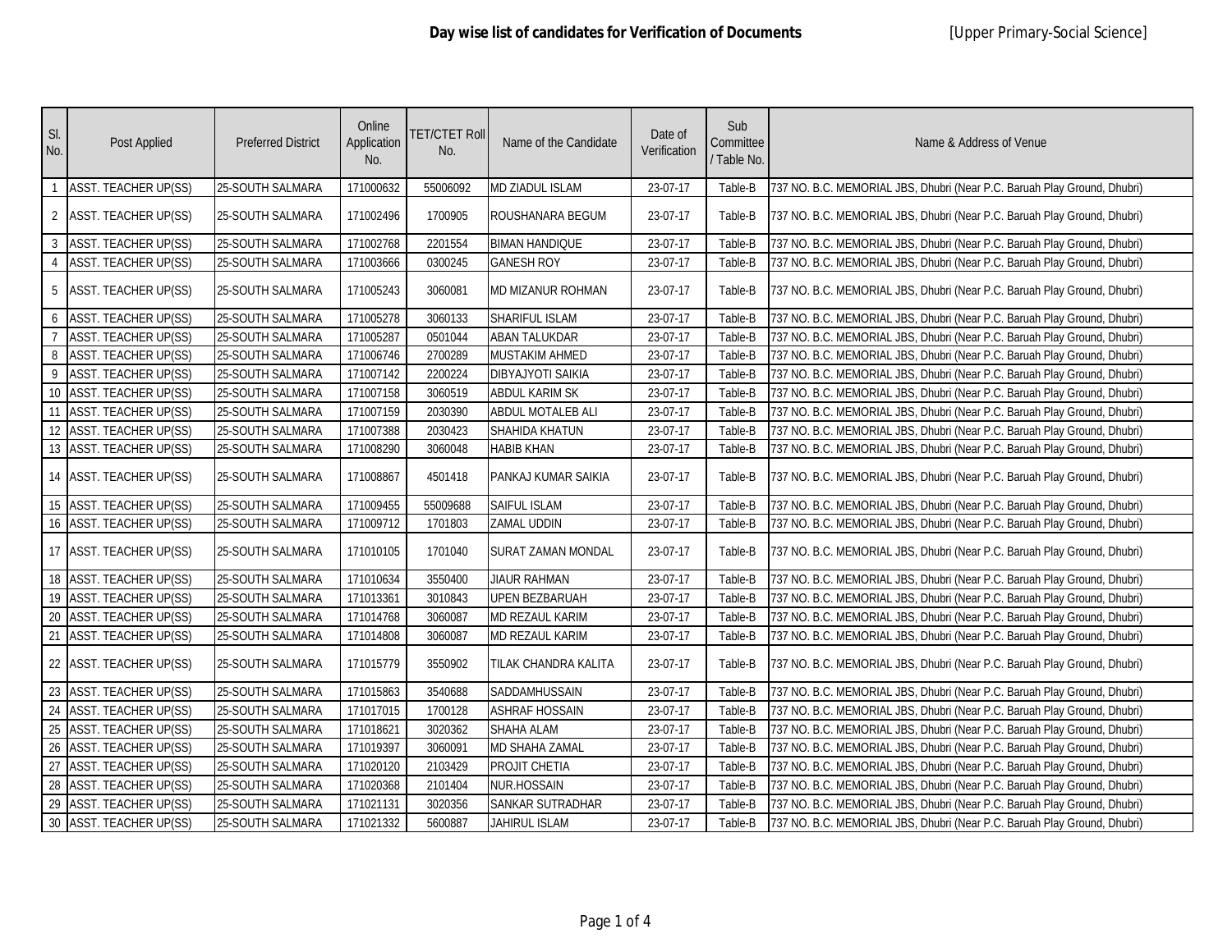# Day wise list of candidates for Verification of Documents

[Upper Primary-Social Science]

| Sl. No. | Post Applied | Preferred District | Online Application No. | TET/CTET Roll No. | Name of the Candidate | Date of Verification | Sub Committee / Table No. | Name & Address of Venue |
|---|---|---|---|---|---|---|---|---|
| 1 | ASST. TEACHER UP(SS) | 25-SOUTH SALMARA | 171000632 | 55006092 | MD ZIADUL ISLAM | 23-07-17 | Table-B | 737 NO. B.C. MEMORIAL JBS, Dhubri (Near P.C. Baruah Play Ground, Dhubri) |
| 2 | ASST. TEACHER UP(SS) | 25-SOUTH SALMARA | 171002496 | 1700905 | ROUSHANARA BEGUM | 23-07-17 | Table-B | 737 NO. B.C. MEMORIAL JBS, Dhubri (Near P.C. Baruah Play Ground, Dhubri) |
| 3 | ASST. TEACHER UP(SS) | 25-SOUTH SALMARA | 171002768 | 2201554 | BIMAN HANDIQUE | 23-07-17 | Table-B | 737 NO. B.C. MEMORIAL JBS, Dhubri (Near P.C. Baruah Play Ground, Dhubri) |
| 4 | ASST. TEACHER UP(SS) | 25-SOUTH SALMARA | 171003666 | 0300245 | GANESH ROY | 23-07-17 | Table-B | 737 NO. B.C. MEMORIAL JBS, Dhubri (Near P.C. Baruah Play Ground, Dhubri) |
| 5 | ASST. TEACHER UP(SS) | 25-SOUTH SALMARA | 171005243 | 3060081 | MD MIZANUR ROHMAN | 23-07-17 | Table-B | 737 NO. B.C. MEMORIAL JBS, Dhubri (Near P.C. Baruah Play Ground, Dhubri) |
| 6 | ASST. TEACHER UP(SS) | 25-SOUTH SALMARA | 171005278 | 3060133 | SHARIFUL ISLAM | 23-07-17 | Table-B | 737 NO. B.C. MEMORIAL JBS, Dhubri (Near P.C. Baruah Play Ground, Dhubri) |
| 7 | ASST. TEACHER UP(SS) | 25-SOUTH SALMARA | 171005287 | 0501044 | ABAN TALUKDAR | 23-07-17 | Table-B | 737 NO. B.C. MEMORIAL JBS, Dhubri (Near P.C. Baruah Play Ground, Dhubri) |
| 8 | ASST. TEACHER UP(SS) | 25-SOUTH SALMARA | 171006746 | 2700289 | MUSTAKIM AHMED | 23-07-17 | Table-B | 737 NO. B.C. MEMORIAL JBS, Dhubri (Near P.C. Baruah Play Ground, Dhubri) |
| 9 | ASST. TEACHER UP(SS) | 25-SOUTH SALMARA | 171007142 | 2200224 | DIBYAJYOTI SAIKIA | 23-07-17 | Table-B | 737 NO. B.C. MEMORIAL JBS, Dhubri (Near P.C. Baruah Play Ground, Dhubri) |
| 10 | ASST. TEACHER UP(SS) | 25-SOUTH SALMARA | 171007158 | 3060519 | ABDUL KARIM SK | 23-07-17 | Table-B | 737 NO. B.C. MEMORIAL JBS, Dhubri (Near P.C. Baruah Play Ground, Dhubri) |
| 11 | ASST. TEACHER UP(SS) | 25-SOUTH SALMARA | 171007159 | 2030390 | ABDUL MOTALEB ALI | 23-07-17 | Table-B | 737 NO. B.C. MEMORIAL JBS, Dhubri (Near P.C. Baruah Play Ground, Dhubri) |
| 12 | ASST. TEACHER UP(SS) | 25-SOUTH SALMARA | 171007388 | 2030423 | SHAHIDA KHATUN | 23-07-17 | Table-B | 737 NO. B.C. MEMORIAL JBS, Dhubri (Near P.C. Baruah Play Ground, Dhubri) |
| 13 | ASST. TEACHER UP(SS) | 25-SOUTH SALMARA | 171008290 | 3060048 | HABIB KHAN | 23-07-17 | Table-B | 737 NO. B.C. MEMORIAL JBS, Dhubri (Near P.C. Baruah Play Ground, Dhubri) |
| 14 | ASST. TEACHER UP(SS) | 25-SOUTH SALMARA | 171008867 | 4501418 | PANKAJ KUMAR SAIKIA | 23-07-17 | Table-B | 737 NO. B.C. MEMORIAL JBS, Dhubri (Near P.C. Baruah Play Ground, Dhubri) |
| 15 | ASST. TEACHER UP(SS) | 25-SOUTH SALMARA | 171009455 | 55009688 | SAIFUL ISLAM | 23-07-17 | Table-B | 737 NO. B.C. MEMORIAL JBS, Dhubri (Near P.C. Baruah Play Ground, Dhubri) |
| 16 | ASST. TEACHER UP(SS) | 25-SOUTH SALMARA | 171009712 | 1701803 | ZAMAL UDDIN | 23-07-17 | Table-B | 737 NO. B.C. MEMORIAL JBS, Dhubri (Near P.C. Baruah Play Ground, Dhubri) |
| 17 | ASST. TEACHER UP(SS) | 25-SOUTH SALMARA | 171010105 | 1701040 | SURAT ZAMAN MONDAL | 23-07-17 | Table-B | 737 NO. B.C. MEMORIAL JBS, Dhubri (Near P.C. Baruah Play Ground, Dhubri) |
| 18 | ASST. TEACHER UP(SS) | 25-SOUTH SALMARA | 171010634 | 3550400 | JIAUR RAHMAN | 23-07-17 | Table-B | 737 NO. B.C. MEMORIAL JBS, Dhubri (Near P.C. Baruah Play Ground, Dhubri) |
| 19 | ASST. TEACHER UP(SS) | 25-SOUTH SALMARA | 171013361 | 3010843 | UPEN BEZBARUAH | 23-07-17 | Table-B | 737 NO. B.C. MEMORIAL JBS, Dhubri (Near P.C. Baruah Play Ground, Dhubri) |
| 20 | ASST. TEACHER UP(SS) | 25-SOUTH SALMARA | 171014768 | 3060087 | MD REZAUL KARIM | 23-07-17 | Table-B | 737 NO. B.C. MEMORIAL JBS, Dhubri (Near P.C. Baruah Play Ground, Dhubri) |
| 21 | ASST. TEACHER UP(SS) | 25-SOUTH SALMARA | 171014808 | 3060087 | MD REZAUL KARIM | 23-07-17 | Table-B | 737 NO. B.C. MEMORIAL JBS, Dhubri (Near P.C. Baruah Play Ground, Dhubri) |
| 22 | ASST. TEACHER UP(SS) | 25-SOUTH SALMARA | 171015779 | 3550902 | TILAK CHANDRA KALITA | 23-07-17 | Table-B | 737 NO. B.C. MEMORIAL JBS, Dhubri (Near P.C. Baruah Play Ground, Dhubri) |
| 23 | ASST. TEACHER UP(SS) | 25-SOUTH SALMARA | 171015863 | 3540688 | SADDAMHUSSAIN | 23-07-17 | Table-B | 737 NO. B.C. MEMORIAL JBS, Dhubri (Near P.C. Baruah Play Ground, Dhubri) |
| 24 | ASST. TEACHER UP(SS) | 25-SOUTH SALMARA | 171017015 | 1700128 | ASHRAF HOSSAIN | 23-07-17 | Table-B | 737 NO. B.C. MEMORIAL JBS, Dhubri (Near P.C. Baruah Play Ground, Dhubri) |
| 25 | ASST. TEACHER UP(SS) | 25-SOUTH SALMARA | 171018621 | 3020362 | SHAHA ALAM | 23-07-17 | Table-B | 737 NO. B.C. MEMORIAL JBS, Dhubri (Near P.C. Baruah Play Ground, Dhubri) |
| 26 | ASST. TEACHER UP(SS) | 25-SOUTH SALMARA | 171019397 | 3060091 | MD SHAHA ZAMAL | 23-07-17 | Table-B | 737 NO. B.C. MEMORIAL JBS, Dhubri (Near P.C. Baruah Play Ground, Dhubri) |
| 27 | ASST. TEACHER UP(SS) | 25-SOUTH SALMARA | 171020120 | 2103429 | PROJIT CHETIA | 23-07-17 | Table-B | 737 NO. B.C. MEMORIAL JBS, Dhubri (Near P.C. Baruah Play Ground, Dhubri) |
| 28 | ASST. TEACHER UP(SS) | 25-SOUTH SALMARA | 171020368 | 2101404 | NUR.HOSSAIN | 23-07-17 | Table-B | 737 NO. B.C. MEMORIAL JBS, Dhubri (Near P.C. Baruah Play Ground, Dhubri) |
| 29 | ASST. TEACHER UP(SS) | 25-SOUTH SALMARA | 171021131 | 3020356 | SANKAR SUTRADHAR | 23-07-17 | Table-B | 737 NO. B.C. MEMORIAL JBS, Dhubri (Near P.C. Baruah Play Ground, Dhubri) |
| 30 | ASST. TEACHER UP(SS) | 25-SOUTH SALMARA | 171021332 | 5600887 | JAHIRUL ISLAM | 23-07-17 | Table-B | 737 NO. B.C. MEMORIAL JBS, Dhubri (Near P.C. Baruah Play Ground, Dhubri) |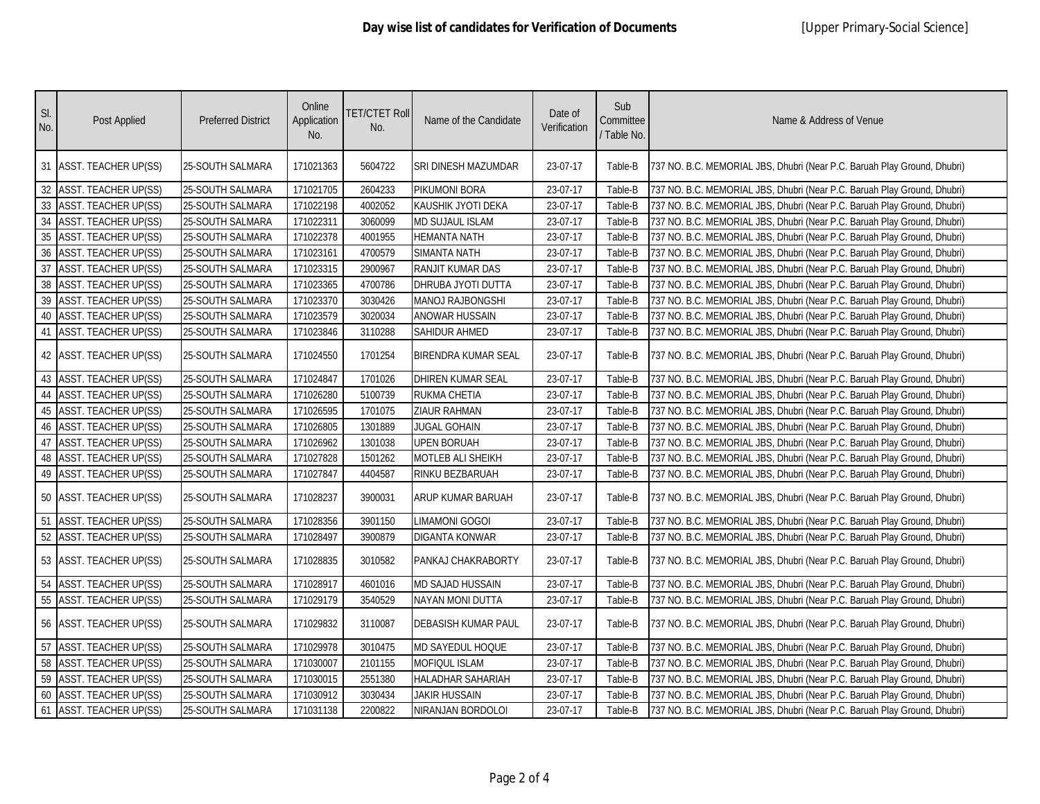**Day wise list of candidates for Verification of Documents** [Upper Primary-Social Science]

| Sl. No. | Post Applied | Preferred District | Online Application No. | TET/CTET Roll No. | Name of the Candidate | Date of Verification | Sub Committee / Table No. | Name & Address of Venue |
|---|---|---|---|---|---|---|---|---|
| 31 | ASST. TEACHER UP(SS) | 25-SOUTH SALMARA | 171021363 | 5604722 | SRI DINESH MAZUMDAR | 23-07-17 | Table-B | 737 NO. B.C. MEMORIAL JBS, Dhubri (Near P.C. Baruah Play Ground, Dhubri) |
| 32 | ASST. TEACHER UP(SS) | 25-SOUTH SALMARA | 171021705 | 2604233 | PIKUMONI BORA | 23-07-17 | Table-B | 737 NO. B.C. MEMORIAL JBS, Dhubri (Near P.C. Baruah Play Ground, Dhubri) |
| 33 | ASST. TEACHER UP(SS) | 25-SOUTH SALMARA | 171022198 | 4002052 | KAUSHIK JYOTI DEKA | 23-07-17 | Table-B | 737 NO. B.C. MEMORIAL JBS, Dhubri (Near P.C. Baruah Play Ground, Dhubri) |
| 34 | ASST. TEACHER UP(SS) | 25-SOUTH SALMARA | 171022311 | 3060099 | MD SUJAUL ISLAM | 23-07-17 | Table-B | 737 NO. B.C. MEMORIAL JBS, Dhubri (Near P.C. Baruah Play Ground, Dhubri) |
| 35 | ASST. TEACHER UP(SS) | 25-SOUTH SALMARA | 171022378 | 4001955 | HEMANTA NATH | 23-07-17 | Table-B | 737 NO. B.C. MEMORIAL JBS, Dhubri (Near P.C. Baruah Play Ground, Dhubri) |
| 36 | ASST. TEACHER UP(SS) | 25-SOUTH SALMARA | 171023161 | 4700579 | SIMANTA NATH | 23-07-17 | Table-B | 737 NO. B.C. MEMORIAL JBS, Dhubri (Near P.C. Baruah Play Ground, Dhubri) |
| 37 | ASST. TEACHER UP(SS) | 25-SOUTH SALMARA | 171023315 | 2900967 | RANJIT KUMAR DAS | 23-07-17 | Table-B | 737 NO. B.C. MEMORIAL JBS, Dhubri (Near P.C. Baruah Play Ground, Dhubri) |
| 38 | ASST. TEACHER UP(SS) | 25-SOUTH SALMARA | 171023365 | 4700786 | DHRUBA JYOTI DUTTA | 23-07-17 | Table-B | 737 NO. B.C. MEMORIAL JBS, Dhubri (Near P.C. Baruah Play Ground, Dhubri) |
| 39 | ASST. TEACHER UP(SS) | 25-SOUTH SALMARA | 171023370 | 3030426 | MANOJ RAJBONGSHI | 23-07-17 | Table-B | 737 NO. B.C. MEMORIAL JBS, Dhubri (Near P.C. Baruah Play Ground, Dhubri) |
| 40 | ASST. TEACHER UP(SS) | 25-SOUTH SALMARA | 171023579 | 3020034 | ANOWAR HUSSAIN | 23-07-17 | Table-B | 737 NO. B.C. MEMORIAL JBS, Dhubri (Near P.C. Baruah Play Ground, Dhubri) |
| 41 | ASST. TEACHER UP(SS) | 25-SOUTH SALMARA | 171023846 | 3110288 | SAHIDUR AHMED | 23-07-17 | Table-B | 737 NO. B.C. MEMORIAL JBS, Dhubri (Near P.C. Baruah Play Ground, Dhubri) |
| 42 | ASST. TEACHER UP(SS) | 25-SOUTH SALMARA | 171024550 | 1701254 | BIRENDRA KUMAR SEAL | 23-07-17 | Table-B | 737 NO. B.C. MEMORIAL JBS, Dhubri (Near P.C. Baruah Play Ground, Dhubri) |
| 43 | ASST. TEACHER UP(SS) | 25-SOUTH SALMARA | 171024847 | 1701026 | DHIREN KUMAR SEAL | 23-07-17 | Table-B | 737 NO. B.C. MEMORIAL JBS, Dhubri (Near P.C. Baruah Play Ground, Dhubri) |
| 44 | ASST. TEACHER UP(SS) | 25-SOUTH SALMARA | 171026280 | 5100739 | RUKMA CHETIA | 23-07-17 | Table-B | 737 NO. B.C. MEMORIAL JBS, Dhubri (Near P.C. Baruah Play Ground, Dhubri) |
| 45 | ASST. TEACHER UP(SS) | 25-SOUTH SALMARA | 171026595 | 1701075 | ZIAUR RAHMAN | 23-07-17 | Table-B | 737 NO. B.C. MEMORIAL JBS, Dhubri (Near P.C. Baruah Play Ground, Dhubri) |
| 46 | ASST. TEACHER UP(SS) | 25-SOUTH SALMARA | 171026805 | 1301889 | JUGAL GOHAIN | 23-07-17 | Table-B | 737 NO. B.C. MEMORIAL JBS, Dhubri (Near P.C. Baruah Play Ground, Dhubri) |
| 47 | ASST. TEACHER UP(SS) | 25-SOUTH SALMARA | 171026962 | 1301038 | UPEN BORUAH | 23-07-17 | Table-B | 737 NO. B.C. MEMORIAL JBS, Dhubri (Near P.C. Baruah Play Ground, Dhubri) |
| 48 | ASST. TEACHER UP(SS) | 25-SOUTH SALMARA | 171027828 | 1501262 | MOTLEB ALI SHEIKH | 23-07-17 | Table-B | 737 NO. B.C. MEMORIAL JBS, Dhubri (Near P.C. Baruah Play Ground, Dhubri) |
| 49 | ASST. TEACHER UP(SS) | 25-SOUTH SALMARA | 171027847 | 4404587 | RINKU BEZBARUAH | 23-07-17 | Table-B | 737 NO. B.C. MEMORIAL JBS, Dhubri (Near P.C. Baruah Play Ground, Dhubri) |
| 50 | ASST. TEACHER UP(SS) | 25-SOUTH SALMARA | 171028237 | 3900031 | ARUP KUMAR BARUAH | 23-07-17 | Table-B | 737 NO. B.C. MEMORIAL JBS, Dhubri (Near P.C. Baruah Play Ground, Dhubri) |
| 51 | ASST. TEACHER UP(SS) | 25-SOUTH SALMARA | 171028356 | 3901150 | LIMAMONI GOGOI | 23-07-17 | Table-B | 737 NO. B.C. MEMORIAL JBS, Dhubri (Near P.C. Baruah Play Ground, Dhubri) |
| 52 | ASST. TEACHER UP(SS) | 25-SOUTH SALMARA | 171028497 | 3900879 | DIGANTA KONWAR | 23-07-17 | Table-B | 737 NO. B.C. MEMORIAL JBS, Dhubri (Near P.C. Baruah Play Ground, Dhubri) |
| 53 | ASST. TEACHER UP(SS) | 25-SOUTH SALMARA | 171028835 | 3010582 | PANKAJ CHAKRABORTY | 23-07-17 | Table-B | 737 NO. B.C. MEMORIAL JBS, Dhubri (Near P.C. Baruah Play Ground, Dhubri) |
| 54 | ASST. TEACHER UP(SS) | 25-SOUTH SALMARA | 171028917 | 4601016 | MD SAJAD HUSSAIN | 23-07-17 | Table-B | 737 NO. B.C. MEMORIAL JBS, Dhubri (Near P.C. Baruah Play Ground, Dhubri) |
| 55 | ASST. TEACHER UP(SS) | 25-SOUTH SALMARA | 171029179 | 3540529 | NAYAN MONI DUTTA | 23-07-17 | Table-B | 737 NO. B.C. MEMORIAL JBS, Dhubri (Near P.C. Baruah Play Ground, Dhubri) |
| 56 | ASST. TEACHER UP(SS) | 25-SOUTH SALMARA | 171029832 | 3110087 | DEBASISH KUMAR PAUL | 23-07-17 | Table-B | 737 NO. B.C. MEMORIAL JBS, Dhubri (Near P.C. Baruah Play Ground, Dhubri) |
| 57 | ASST. TEACHER UP(SS) | 25-SOUTH SALMARA | 171029978 | 3010475 | MD SAYEDUL HOQUE | 23-07-17 | Table-B | 737 NO. B.C. MEMORIAL JBS, Dhubri (Near P.C. Baruah Play Ground, Dhubri) |
| 58 | ASST. TEACHER UP(SS) | 25-SOUTH SALMARA | 171030007 | 2101155 | MOFIQUL ISLAM | 23-07-17 | Table-B | 737 NO. B.C. MEMORIAL JBS, Dhubri (Near P.C. Baruah Play Ground, Dhubri) |
| 59 | ASST. TEACHER UP(SS) | 25-SOUTH SALMARA | 171030015 | 2551380 | HALADHAR SAHARIAH | 23-07-17 | Table-B | 737 NO. B.C. MEMORIAL JBS, Dhubri (Near P.C. Baruah Play Ground, Dhubri) |
| 60 | ASST. TEACHER UP(SS) | 25-SOUTH SALMARA | 171030912 | 3030434 | JAKIR HUSSAIN | 23-07-17 | Table-B | 737 NO. B.C. MEMORIAL JBS, Dhubri (Near P.C. Baruah Play Ground, Dhubri) |
| 61 | ASST. TEACHER UP(SS) | 25-SOUTH SALMARA | 171031138 | 2200822 | NIRANJAN BORDOLOI | 23-07-17 | Table-B | 737 NO. B.C. MEMORIAL JBS, Dhubri (Near P.C. Baruah Play Ground, Dhubri) |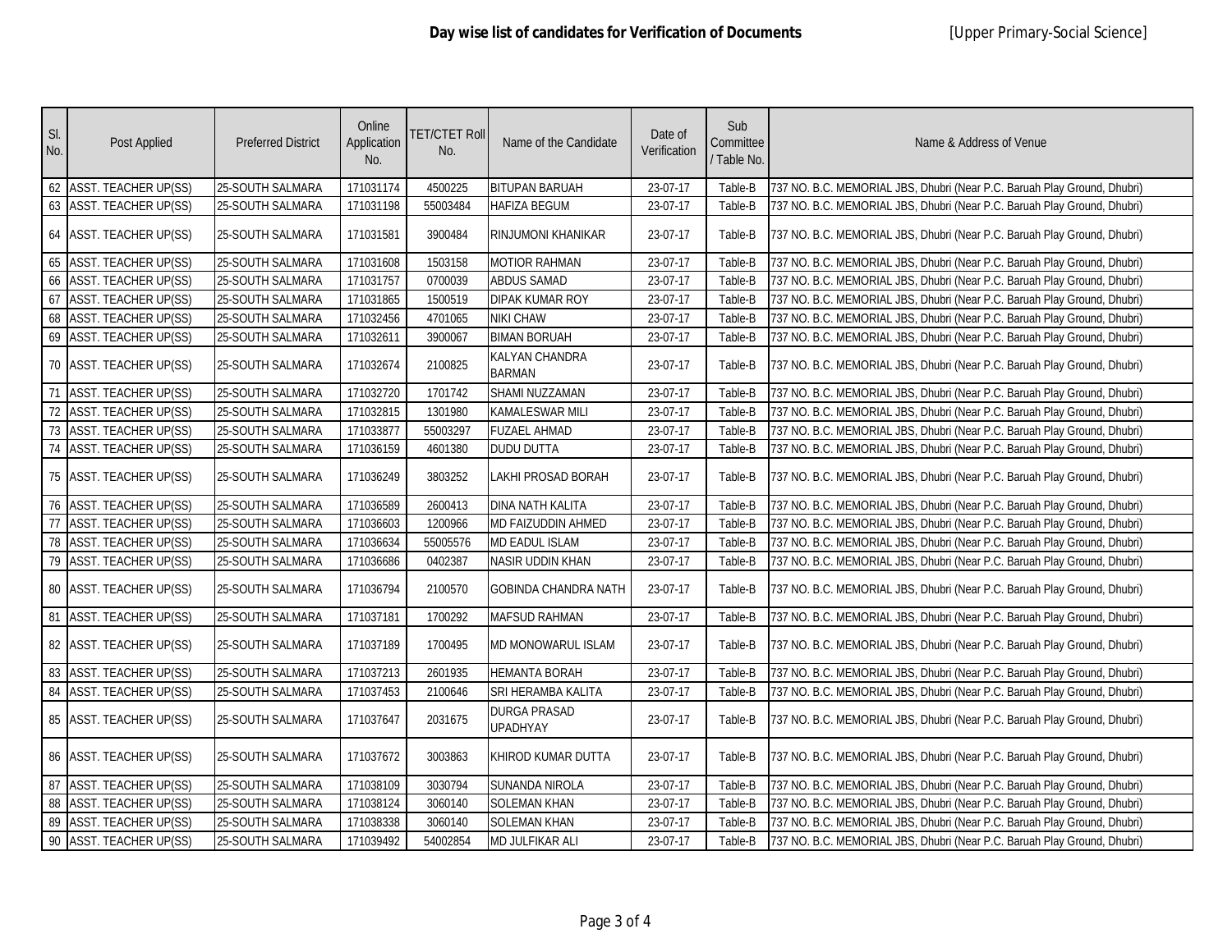**Day wise list of candidates for Verification of Documents** [Upper Primary-Social Science]

| Sl. No. | Post Applied | Preferred District | Online Application No. | TET/CTET Roll No. | Name of the Candidate | Date of Verification | Sub Committee / Table No. | Name & Address of Venue |
|---|---|---|---|---|---|---|---|---|
| 62 | ASST. TEACHER UP(SS) | 25-SOUTH SALMARA | 171031174 | 4500225 | BITUPAN BARUAH | 23-07-17 | Table-B | 737 NO. B.C. MEMORIAL JBS, Dhubri (Near P.C. Baruah Play Ground, Dhubri) |
| 63 | ASST. TEACHER UP(SS) | 25-SOUTH SALMARA | 171031198 | 55003484 | HAFIZA BEGUM | 23-07-17 | Table-B | 737 NO. B.C. MEMORIAL JBS, Dhubri (Near P.C. Baruah Play Ground, Dhubri) |
| 64 | ASST. TEACHER UP(SS) | 25-SOUTH SALMARA | 171031581 | 3900484 | RINJUMONI KHANIKAR | 23-07-17 | Table-B | 737 NO. B.C. MEMORIAL JBS, Dhubri (Near P.C. Baruah Play Ground, Dhubri) |
| 65 | ASST. TEACHER UP(SS) | 25-SOUTH SALMARA | 171031608 | 1503158 | MOTIOR RAHMAN | 23-07-17 | Table-B | 737 NO. B.C. MEMORIAL JBS, Dhubri (Near P.C. Baruah Play Ground, Dhubri) |
| 66 | ASST. TEACHER UP(SS) | 25-SOUTH SALMARA | 171031757 | 0700039 | ABDUS SAMAD | 23-07-17 | Table-B | 737 NO. B.C. MEMORIAL JBS, Dhubri (Near P.C. Baruah Play Ground, Dhubri) |
| 67 | ASST. TEACHER UP(SS) | 25-SOUTH SALMARA | 171031865 | 1500519 | DIPAK KUMAR ROY | 23-07-17 | Table-B | 737 NO. B.C. MEMORIAL JBS, Dhubri (Near P.C. Baruah Play Ground, Dhubri) |
| 68 | ASST. TEACHER UP(SS) | 25-SOUTH SALMARA | 171032456 | 4701065 | NIKI CHAW | 23-07-17 | Table-B | 737 NO. B.C. MEMORIAL JBS, Dhubri (Near P.C. Baruah Play Ground, Dhubri) |
| 69 | ASST. TEACHER UP(SS) | 25-SOUTH SALMARA | 171032611 | 3900067 | BIMAN BORUAH | 23-07-17 | Table-B | 737 NO. B.C. MEMORIAL JBS, Dhubri (Near P.C. Baruah Play Ground, Dhubri) |
| 70 | ASST. TEACHER UP(SS) | 25-SOUTH SALMARA | 171032674 | 2100825 | KALYAN CHANDRA BARMAN | 23-07-17 | Table-B | 737 NO. B.C. MEMORIAL JBS, Dhubri (Near P.C. Baruah Play Ground, Dhubri) |
| 71 | ASST. TEACHER UP(SS) | 25-SOUTH SALMARA | 171032720 | 1701742 | SHAMI NUZZAMAN | 23-07-17 | Table-B | 737 NO. B.C. MEMORIAL JBS, Dhubri (Near P.C. Baruah Play Ground, Dhubri) |
| 72 | ASST. TEACHER UP(SS) | 25-SOUTH SALMARA | 171032815 | 1301980 | KAMALESWAR MILI | 23-07-17 | Table-B | 737 NO. B.C. MEMORIAL JBS, Dhubri (Near P.C. Baruah Play Ground, Dhubri) |
| 73 | ASST. TEACHER UP(SS) | 25-SOUTH SALMARA | 171033877 | 55003297 | FUZAEL AHMAD | 23-07-17 | Table-B | 737 NO. B.C. MEMORIAL JBS, Dhubri (Near P.C. Baruah Play Ground, Dhubri) |
| 74 | ASST. TEACHER UP(SS) | 25-SOUTH SALMARA | 171036159 | 4601380 | DUDU DUTTA | 23-07-17 | Table-B | 737 NO. B.C. MEMORIAL JBS, Dhubri (Near P.C. Baruah Play Ground, Dhubri) |
| 75 | ASST. TEACHER UP(SS) | 25-SOUTH SALMARA | 171036249 | 3803252 | LAKHI PROSAD BORAH | 23-07-17 | Table-B | 737 NO. B.C. MEMORIAL JBS, Dhubri (Near P.C. Baruah Play Ground, Dhubri) |
| 76 | ASST. TEACHER UP(SS) | 25-SOUTH SALMARA | 171036589 | 2600413 | DINA NATH KALITA | 23-07-17 | Table-B | 737 NO. B.C. MEMORIAL JBS, Dhubri (Near P.C. Baruah Play Ground, Dhubri) |
| 77 | ASST. TEACHER UP(SS) | 25-SOUTH SALMARA | 171036603 | 1200966 | MD FAIZUDDIN AHMED | 23-07-17 | Table-B | 737 NO. B.C. MEMORIAL JBS, Dhubri (Near P.C. Baruah Play Ground, Dhubri) |
| 78 | ASST. TEACHER UP(SS) | 25-SOUTH SALMARA | 171036634 | 55005576 | MD EADUL ISLAM | 23-07-17 | Table-B | 737 NO. B.C. MEMORIAL JBS, Dhubri (Near P.C. Baruah Play Ground, Dhubri) |
| 79 | ASST. TEACHER UP(SS) | 25-SOUTH SALMARA | 171036686 | 0402387 | NASIR UDDIN KHAN | 23-07-17 | Table-B | 737 NO. B.C. MEMORIAL JBS, Dhubri (Near P.C. Baruah Play Ground, Dhubri) |
| 80 | ASST. TEACHER UP(SS) | 25-SOUTH SALMARA | 171036794 | 2100570 | GOBINDA CHANDRA NATH | 23-07-17 | Table-B | 737 NO. B.C. MEMORIAL JBS, Dhubri (Near P.C. Baruah Play Ground, Dhubri) |
| 81 | ASST. TEACHER UP(SS) | 25-SOUTH SALMARA | 171037181 | 1700292 | MAFSUD RAHMAN | 23-07-17 | Table-B | 737 NO. B.C. MEMORIAL JBS, Dhubri (Near P.C. Baruah Play Ground, Dhubri) |
| 82 | ASST. TEACHER UP(SS) | 25-SOUTH SALMARA | 171037189 | 1700495 | MD MONOWARUL ISLAM | 23-07-17 | Table-B | 737 NO. B.C. MEMORIAL JBS, Dhubri (Near P.C. Baruah Play Ground, Dhubri) |
| 83 | ASST. TEACHER UP(SS) | 25-SOUTH SALMARA | 171037213 | 2601935 | HEMANTA BORAH | 23-07-17 | Table-B | 737 NO. B.C. MEMORIAL JBS, Dhubri (Near P.C. Baruah Play Ground, Dhubri) |
| 84 | ASST. TEACHER UP(SS) | 25-SOUTH SALMARA | 171037453 | 2100646 | SRI HERAMBA KALITA | 23-07-17 | Table-B | 737 NO. B.C. MEMORIAL JBS, Dhubri (Near P.C. Baruah Play Ground, Dhubri) |
| 85 | ASST. TEACHER UP(SS) | 25-SOUTH SALMARA | 171037647 | 2031675 | DURGA PRASAD UPADHYAY | 23-07-17 | Table-B | 737 NO. B.C. MEMORIAL JBS, Dhubri (Near P.C. Baruah Play Ground, Dhubri) |
| 86 | ASST. TEACHER UP(SS) | 25-SOUTH SALMARA | 171037672 | 3003863 | KHIROD KUMAR DUTTA | 23-07-17 | Table-B | 737 NO. B.C. MEMORIAL JBS, Dhubri (Near P.C. Baruah Play Ground, Dhubri) |
| 87 | ASST. TEACHER UP(SS) | 25-SOUTH SALMARA | 171038109 | 3030794 | SUNANDA NIROLA | 23-07-17 | Table-B | 737 NO. B.C. MEMORIAL JBS, Dhubri (Near P.C. Baruah Play Ground, Dhubri) |
| 88 | ASST. TEACHER UP(SS) | 25-SOUTH SALMARA | 171038124 | 3060140 | SOLEMAN KHAN | 23-07-17 | Table-B | 737 NO. B.C. MEMORIAL JBS, Dhubri (Near P.C. Baruah Play Ground, Dhubri) |
| 89 | ASST. TEACHER UP(SS) | 25-SOUTH SALMARA | 171038338 | 3060140 | SOLEMAN KHAN | 23-07-17 | Table-B | 737 NO. B.C. MEMORIAL JBS, Dhubri (Near P.C. Baruah Play Ground, Dhubri) |
| 90 | ASST. TEACHER UP(SS) | 25-SOUTH SALMARA | 171039492 | 54002854 | MD JULFIKAR ALI | 23-07-17 | Table-B | 737 NO. B.C. MEMORIAL JBS, Dhubri (Near P.C. Baruah Play Ground, Dhubri) |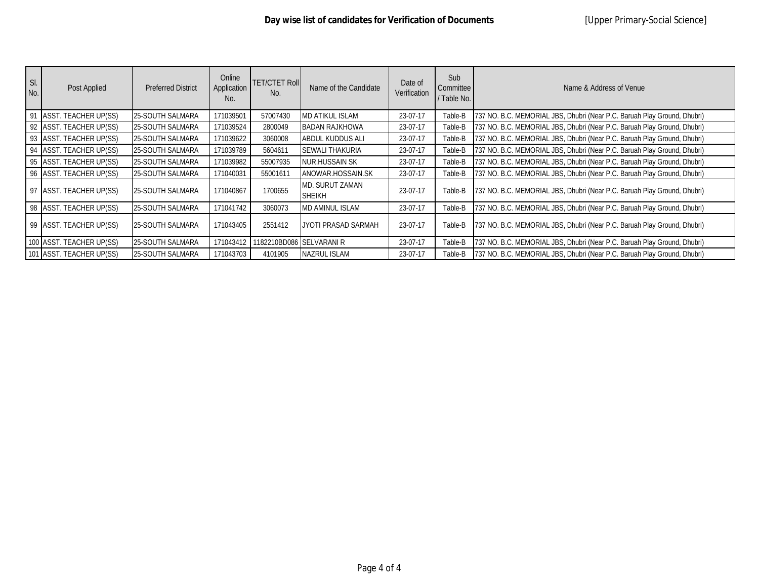**Day wise list of candidates for Verification of Documents** [Upper Primary-Social Science]

| Sl. No. | Post Applied | Preferred District | Online Application No. | TET/CTET Roll No. | Name of the Candidate | Date of Verification | Sub Committee / Table No. | Name & Address of Venue |
|---|---|---|---|---|---|---|---|---|
| 91 | ASST. TEACHER UP(SS) | 25-SOUTH SALMARA | 171039501 | 57007430 | MD ATIKUL ISLAM | 23-07-17 | Table-B | 737 NO. B.C. MEMORIAL JBS, Dhubri (Near P.C. Baruah Play Ground, Dhubri) |
| 92 | ASST. TEACHER UP(SS) | 25-SOUTH SALMARA | 171039524 | 2800049 | BADAN RAJKHOWA | 23-07-17 | Table-B | 737 NO. B.C. MEMORIAL JBS, Dhubri (Near P.C. Baruah Play Ground, Dhubri) |
| 93 | ASST. TEACHER UP(SS) | 25-SOUTH SALMARA | 171039622 | 3060008 | ABDUL KUDDUS ALI | 23-07-17 | Table-B | 737 NO. B.C. MEMORIAL JBS, Dhubri (Near P.C. Baruah Play Ground, Dhubri) |
| 94 | ASST. TEACHER UP(SS) | 25-SOUTH SALMARA | 171039789 | 5604611 | SEWALI THAKURIA | 23-07-17 | Table-B | 737 NO. B.C. MEMORIAL JBS, Dhubri (Near P.C. Baruah Play Ground, Dhubri) |
| 95 | ASST. TEACHER UP(SS) | 25-SOUTH SALMARA | 171039982 | 55007935 | NUR.HUSSAIN SK | 23-07-17 | Table-B | 737 NO. B.C. MEMORIAL JBS, Dhubri (Near P.C. Baruah Play Ground, Dhubri) |
| 96 | ASST. TEACHER UP(SS) | 25-SOUTH SALMARA | 171040031 | 55001611 | ANOWAR.HOSSAIN.SK | 23-07-17 | Table-B | 737 NO. B.C. MEMORIAL JBS, Dhubri (Near P.C. Baruah Play Ground, Dhubri) |
| 97 | ASST. TEACHER UP(SS) | 25-SOUTH SALMARA | 171040867 | 1700655 | MD. SURUT ZAMAN SHEIKH | 23-07-17 | Table-B | 737 NO. B.C. MEMORIAL JBS, Dhubri (Near P.C. Baruah Play Ground, Dhubri) |
| 98 | ASST. TEACHER UP(SS) | 25-SOUTH SALMARA | 171041742 | 3060073 | MD AMINUL ISLAM | 23-07-17 | Table-B | 737 NO. B.C. MEMORIAL JBS, Dhubri (Near P.C. Baruah Play Ground, Dhubri) |
| 99 | ASST. TEACHER UP(SS) | 25-SOUTH SALMARA | 171043405 | 2551412 | JYOTI PRASAD SARMAH | 23-07-17 | Table-B | 737 NO. B.C. MEMORIAL JBS, Dhubri (Near P.C. Baruah Play Ground, Dhubri) |
| 100 | ASST. TEACHER UP(SS) | 25-SOUTH SALMARA | 171043412 | 1182210BD086 | SELVARANI R | 23-07-17 | Table-B | 737 NO. B.C. MEMORIAL JBS, Dhubri (Near P.C. Baruah Play Ground, Dhubri) |
| 101 | ASST. TEACHER UP(SS) | 25-SOUTH SALMARA | 171043703 | 4101905 | NAZRUL ISLAM | 23-07-17 | Table-B | 737 NO. B.C. MEMORIAL JBS, Dhubri (Near P.C. Baruah Play Ground, Dhubri) |